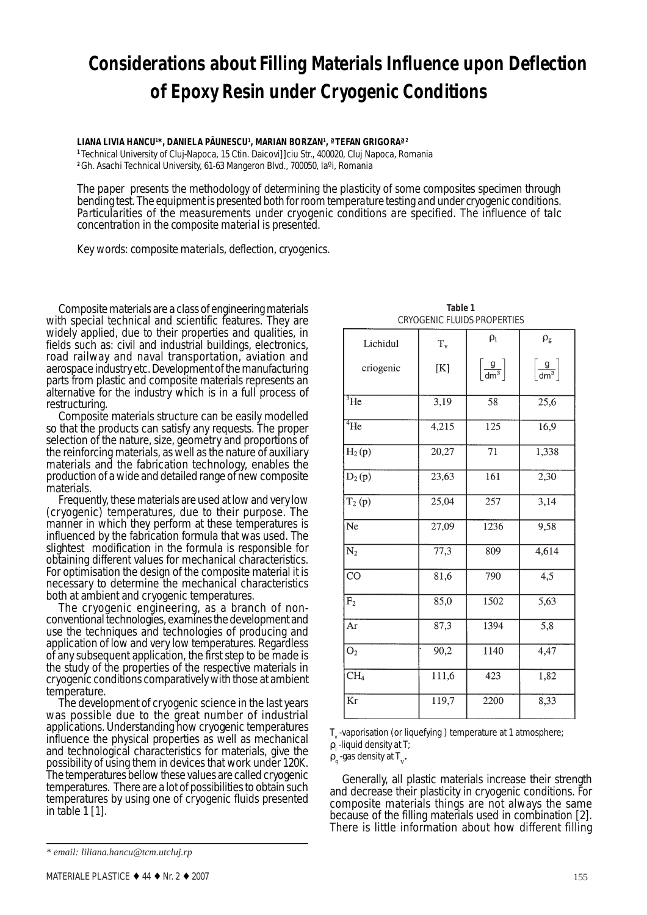# Considerations about Filling Materials Influence upon Deflection of Epoxy Resin under Cryogenic Conditions

**LIANA LIVIA HANCU[1*], DANIELA PĂUNESCU[1], MARIAN BORZAN[1], ªTEFAN GRIGORAª[2]**

[1] Technical University of Cluj-Napoca, 15 Ctin. Daicovi]]ciu Str., 400020, Cluj Napoca, Romania
[2] Gh. Asachi Technical University, 61-63 Mangeron Blvd., 700050, Iaºi, Romania

*The paper presents the methodology of determining the plasticity of some composites specimen through bending test. The equipment is presented both for room temperature testing and under cryogenic conditions. Particularities of the measurements under cryogenic conditions are specified. The influence of talc concentration in the composite material is presented.*

*Key words: composite materials, deflection, cryogenics.*

Composite materials are a class of engineering materials with special technical and scientific features. They are widely applied, due to their properties and qualities, in fields such as: civil and industrial buildings, electronics, road railway and naval transportation, aviation and aerospace industry etc. Development of the manufacturing parts from plastic and composite materials represents an alternative for the industry which is in a full process of restructuring.

Composite materials structure can be easily modelled so that the products can satisfy any requests. The proper selection of the nature, size, geometry and proportions of the reinforcing materials, as well as the nature of auxiliary materials and the fabrication technology, enables the production of a wide and detailed range of new composite materials.

Frequently, these materials are used at low and very low (cryogenic) temperatures, due to their purpose. The manner in which they perform at these temperatures is influenced by the fabrication formula that was used. The slightest modification in the formula is responsible for obtaining different values for mechanical characteristics. For optimisation the design of the composite material it is necessary to determine the mechanical characteristics both at ambient and cryogenic temperatures.

The cryogenic engineering, as a branch of non-conventional technologies, examines the development and use the techniques and technologies of producing and application of low and very low temperatures. Regardless of any subsequent application, the first step to be made is the study of the properties of the respective materials in cryogenic conditions comparatively with those at ambient temperature.

The development of cryogenic science in the last years was possible due to the great number of industrial applications. Understanding how cryogenic temperatures influence the physical properties as well as mechanical and technological characteristics for materials, give the possibility of using them in devices that work under 120K. The temperatures bellow these values are called cryogenic temperatures. There are a lot of possibilities to obtain such temperatures by using one of cryogenic fluids presented in table 1 [1].

**Table 1**
CRYOGENIC FLUIDS PROPERTIES

| Lichidul criogenic | $T_v$ [K] | $\rho_l$ $\left[\frac{g}{dm^3}\right]$ | $\rho_g$ $\left[\frac{g}{dm^3}\right]$ |
|---|---|---|---|
| $^3He$ | 3,19 | 58 | 25,6 |
| $^4He$ | 4,215 | 125 | 16,9 |
| $H_2$ (p) | 20,27 | 71 | 1,338 |
| $D_2$ (p) | 23,63 | 161 | 2,30 |
| $T_2$ (p) | 25,04 | 257 | 3,14 |
| Ne | 27,09 | 1236 | 9,58 |
| $N_2$ | 77,3 | 809 | 4,614 |
| CO | 81,6 | 790 | 4,5 |
| $F_2$ | 85,0 | 1502 | 5,63 |
| Ar | 87,3 | 1394 | 5,8 |
| $O_2$ | 90,2 | 1140 | 4,47 |
| $CH_4$ | 111,6 | 423 | 1,82 |
| Kr | 119,7 | 2200 | 8,33 |

$T_v$ -vaporisation (or liquefying ) temperature at 1 atmosphere;
$\rho_l$ -liquid density at T;
$\rho_g$ -gas density at $T_v$.

Generally, all plastic materials increase their strength and decrease their plasticity in cryogenic conditions. For composite materials things are not always the same because of the filling materials used in combination [2]. There is little information about how different filling

\* *email: liliana.hancu@tcm.utcluj.rp*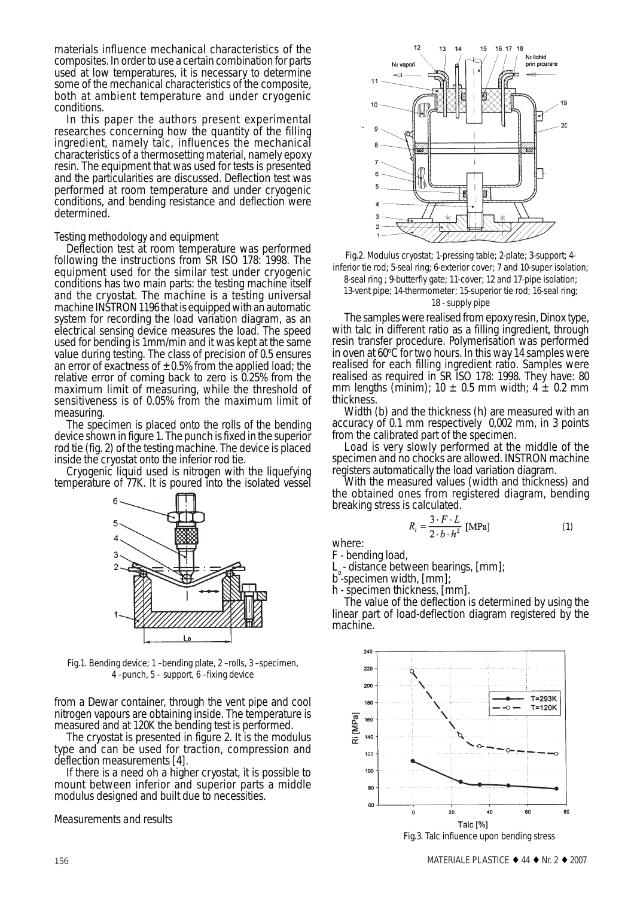materials influence mechanical characteristics of the composites. In order to use a certain combination for parts used at low temperatures, it is necessary to determine some of the mechanical characteristics of the composite, both at ambient temperature and under cryogenic conditions.

In this paper the authors present experimental researches concerning how the quantity of the filling ingredient, namely talc, influences the mechanical characteristics of a thermosetting material, namely epoxy resin. The equipment that was used for tests is presented and the particularities are discussed. Deflection test was performed at room temperature and under cryogenic conditions, and bending resistance and deflection were determined.

*Testing methodology and equipment*

Deflection test at room temperature was performed following the instructions from SR ISO 178: 1998. The equipment used for the similar test under cryogenic conditions has two main parts: the testing machine itself and the cryostat. The machine is a testing universal machine INSTRON 1196 that is equipped with an automatic system for recording the load variation diagram, as an electrical sensing device measures the load. The speed used for bending is 1mm/min and it was kept at the same value during testing. The class of precision of 0.5 ensures an error of exactness of ± 0.5% from the applied load; the relative error of coming back to zero is 0.25% from the maximum limit of measuring, while the threshold of sensitiveness is of 0.05% from the maximum limit of measuring.

The specimen is placed onto the rolls of the bending device shown in figure 1. The punch is fixed in the superior rod tie (fig. 2) of the testing machine. The device is placed inside the cryostat onto the inferior rod tie.

Cryogenic liquid used is nitrogen with the liquefying temperature of 77K. It is poured into the isolated vessel

Fig.1. Bending device; 1 –bending plate, 2 –rolls, 3 –specimen, 4 –punch, 5 – support, 6 –fixing device

from a Dewar container, through the vent pipe and cool nitrogen vapours are obtaining inside. The temperature is measured and at 120K the bending test is performed.

The cryostat is presented in figure 2. It is the modulus type and can be used for traction, compression and deflection measurements [4].

If there is a need oh a higher cryostat, it is possible to mount between inferior and superior parts a middle modulus designed and built due to necessities.

Fig.2. Modulus cryostat; 1-pressing table; 2-plate; 3-support; 4-inferior tie rod; 5-seal ring; 6-exterior cover; 7 and 10-super isolation; 8-seal ring ; 9-butterfly gate; 11-cover; 12 and 17-pipe isolation; 13-vent pipe; 14-thermometer; 15-superior tie rod; 16-seal ring; 18 - supply pipe

The samples were realised from epoxy resin, Dinox type, with talc in different ratio as a filling ingredient, through resin transfer procedure. Polymerisation was performed in oven at 60°C for two hours. In this way 14 samples were realised for each filling ingredient ratio. Samples were realised as required in SR ISO 178: 1998. They have: 80 mm lengths (minim); 10 ± 0.5 mm width; 4 ± 0.2 mm thickness.

Width (b) and the thickness (h) are measured with an accuracy of 0.1 mm respectively 0,002 mm, in 3 points from the calibrated part of the specimen.

Load is very slowly performed at the middle of the specimen and no chocks are allowed. INSTRON machine registers automatically the load variation diagram.

With the measured values (width and thickness) and the obtained ones from registered diagram, bending breaking stress is calculated.

$$R_i = \frac{3 \cdot F \cdot L}{2 \cdot b \cdot h^2} \text{ [MPa]} \qquad (1)$$

where:

F - bending load,

$L_o$ - distance between bearings, [mm];

b -specimen width, [mm];

h - specimen thickness, [mm].

The value of the deflection is determined by using the linear part of load-deflection diagram registered by the machine.

*Measurements and results*

Fig.3. Talc influence upon bending stress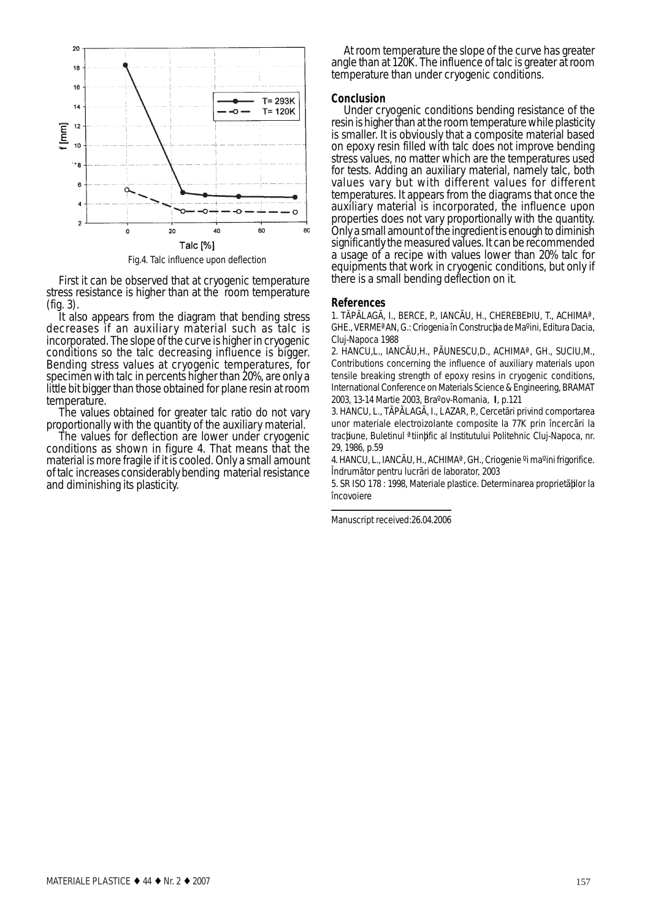20
18
16
14
12
10
8
6
4
2

f [mm]

0
20
40
60
80

Talc [%]

T= 293K
T= 120K

Fig.4. Talc influence upon deflection

First it can be observed that at cryogenic temperature stress resistance is higher than at the room temperature (fig. 3).

It also appears from the diagram that bending stress decreases if an auxiliary material such as talc is incorporated. The slope of the curve is higher in cryogenic conditions so the talc decreasing influence is bigger. Bending stress values at cryogenic temperatures, for specimen with talc in percents higher than 20%, are only a little bit bigger than those obtained for plane resin at room temperature.

The values obtained for greater talc ratio do not vary proportionally with the quantity of the auxiliary material.

The values for deflection are lower under cryogenic conditions as shown in figure 4. That means that the material is more fragile if it is cooled. Only a small amount of talc increases considerably bending material resistance and diminishing its plasticity.

At room temperature the slope of the curve has greater angle than at 120K. The influence of talc is greater at room temperature than under cryogenic conditions.

## Conclusion

Under cryogenic conditions bending resistance of the resin is higher than at the room temperature while plasticity is smaller. It is obviously that a composite material based on epoxy resin filled with talc does not improve bending stress values, no matter which are the temperatures used for tests. Adding an auxiliary material, namely talc, both values vary but with different values for different temperatures. It appears from the diagrams that once the auxiliary material is incorporated, the influence upon properties does not vary proportionally with the quantity. Only a small amount of the ingredient is enough to diminish significantly the measured values. It can be recommended a usage of a recipe with values lower than 20% talc for equipments that work in cryogenic conditions, but only if there is a small bending deflection on it.

## References

1. TĂPĂLAGĂ, I., BERCE, P., IANCĂU, H., CHEREBEÞIU, T., ACHIMAª, GHE., VERMEªAN, G.: Criogenia în Construcþia de Maºini, Editura Dacia, Cluj-Napoca 1988
2. HANCU,L., IANCĂU,H., PĂUNESCU,D., ACHIMAª, GH., SUCIU,M., Contributions concerning the influence of auxiliary materials upon tensile breaking strength of epoxy resins in cryogenic conditions, International Conference on Materials Science & Engineering, BRAMAT 2003, 13-14 Martie 2003, Braºov-Romania, **I**, p.121
3. HANCU, L., TĂPĂLAGĂ, I., LAZAR, P., Cercetări privind comportarea unor materiale electroizolante composite la 77K prin încercări la tracþiune, Buletinul ªtiinþific al Institutului Politehnic Cluj-Napoca, nr. 29, 1986, p.59
4. HANCU, L., IANCĂU, H., ACHIMAª, GH., Criogenie ºi maºini frigorifice. Îndrumător pentru lucrări de laborator, 2003
5. SR ISO 178 : 1998, Materiale plastice. Determinarea proprietăþilor la încovoiere

Manuscript received:26.04.2006